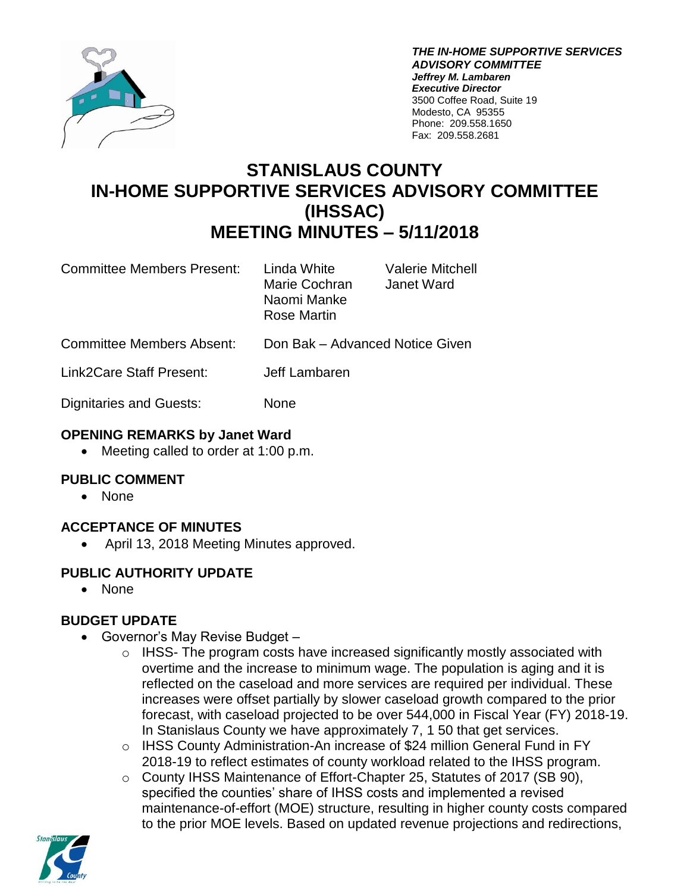***THE IN-HOME SUPPORTIVE SERVICES ADVISORY COMMITTEE***
***Jeffrey M. Lambaren***
***Executive Director***
3500 Coffee Road, Suite 19
Modesto, CA 95355
Phone: 209.558.1650
Fax: 209.558.2681

# STANISLAUS COUNTY IN-HOME SUPPORTIVE SERVICES ADVISORY COMMITTEE (IHSSAC) MEETING MINUTES – 5/11/2018

| | | |
|---|---|---|
| Committee Members Present: | Linda White<br>Marie Cochran<br>Naomi Manke<br>Rose Martin | Valerie Mitchell<br>Janet Ward |
| Committee Members Absent: | Don Bak – Advanced Notice Given | |
| Link2Care Staff Present: | Jeff Lambaren | |
| Dignitaries and Guests: | None | |

### OPENING REMARKS by Janet Ward

- Meeting called to order at 1:00 p.m.

### PUBLIC COMMENT

- None

### ACCEPTANCE OF MINUTES

- April 13, 2018 Meeting Minutes approved.

### PUBLIC AUTHORITY UPDATE

- None

### BUDGET UPDATE

- Governor's May Revise Budget –
  - IHSS- The program costs have increased significantly mostly associated with overtime and the increase to minimum wage. The population is aging and it is reflected on the caseload and more services are required per individual. These increases were offset partially by slower caseload growth compared to the prior forecast, with caseload projected to be over 544,000 in Fiscal Year (FY) 2018-19. In Stanislaus County we have approximately 7, 1 50 that get services.
  - IHSS County Administration-An increase of $24 million General Fund in FY 2018-19 to reflect estimates of county workload related to the IHSS program.
  - County IHSS Maintenance of Effort-Chapter 25, Statutes of 2017 (SB 90), specified the counties' share of IHSS costs and implemented a revised maintenance-of-effort (MOE) structure, resulting in higher county costs compared to the prior MOE levels. Based on updated revenue projections and redirections,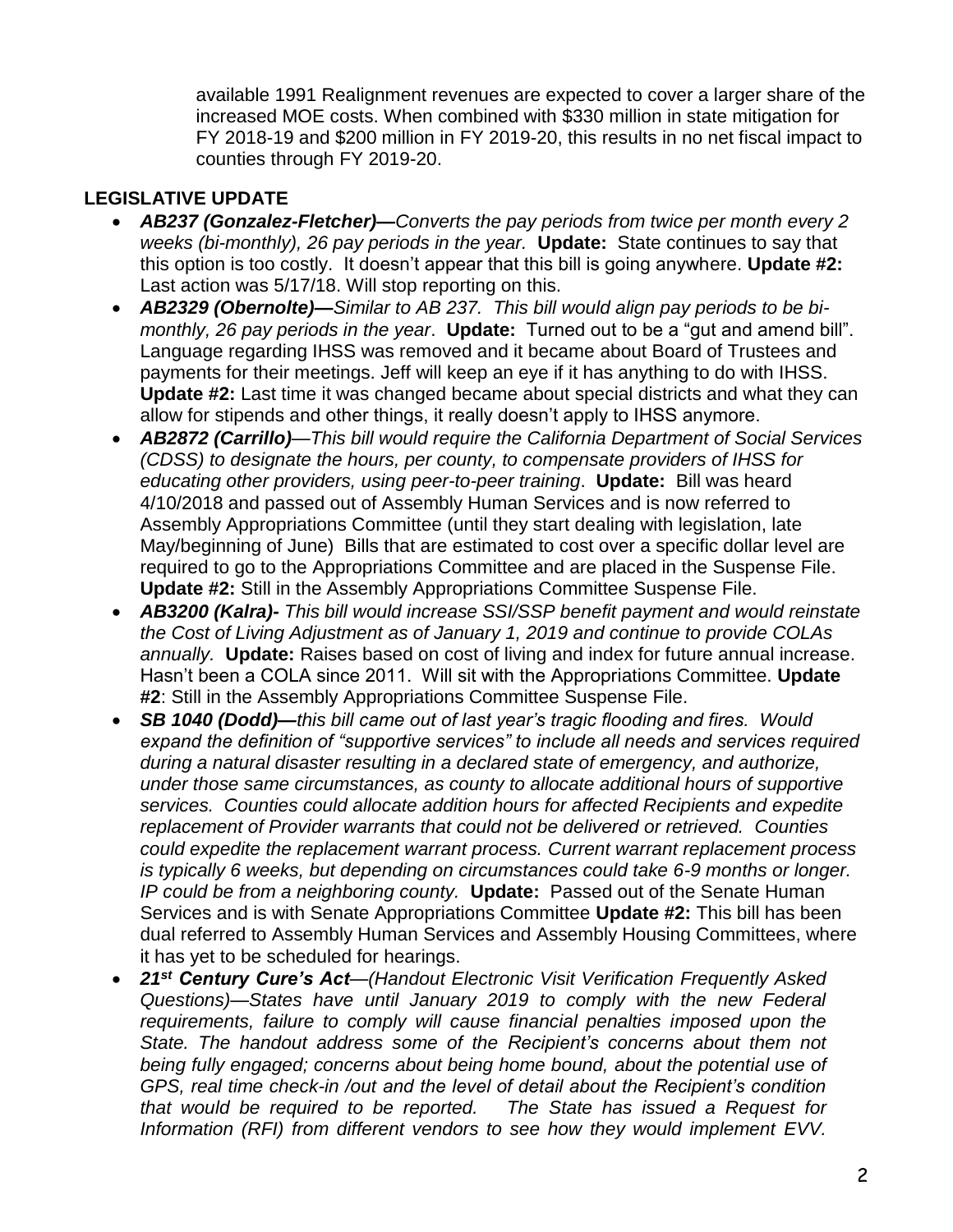available 1991 Realignment revenues are expected to cover a larger share of the increased MOE costs. When combined with $330 million in state mitigation for FY 2018-19 and $200 million in FY 2019-20, this results in no net fiscal impact to counties through FY 2019-20.

**LEGISLATIVE UPDATE**

- ***AB237 (Gonzalez-Fletcher)—****Converts the pay periods from twice per month every 2 weeks (bi-monthly), 26 pay periods in the year.* **Update:** State continues to say that this option is too costly. It doesn't appear that this bill is going anywhere. **Update #2:** Last action was 5/17/18. Will stop reporting on this.
- ***AB2329 (Obernolte)—****Similar to AB 237. This bill would align pay periods to be bi-monthly, 26 pay periods in the year*. **Update:** Turned out to be a "gut and amend bill". Language regarding IHSS was removed and it became about Board of Trustees and payments for their meetings. Jeff will keep an eye if it has anything to do with IHSS. **Update #2:** Last time it was changed became about special districts and what they can allow for stipends and other things, it really doesn't apply to IHSS anymore.
- ***AB2872 (Carrillo)****—This bill would require the California Department of Social Services (CDSS) to designate the hours, per county, to compensate providers of IHSS for educating other providers, using peer-to-peer training*. **Update:** Bill was heard 4/10/2018 and passed out of Assembly Human Services and is now referred to Assembly Appropriations Committee (until they start dealing with legislation, late May/beginning of June) Bills that are estimated to cost over a specific dollar level are required to go to the Appropriations Committee and are placed in the Suspense File. **Update #2:** Still in the Assembly Appropriations Committee Suspense File.
- ***AB3200 (Kalra)****- This bill would increase SSI/SSP benefit payment and would reinstate the Cost of Living Adjustment as of January 1, 2019 and continue to provide COLAs annually.* **Update:** Raises based on cost of living and index for future annual increase. Hasn't been a COLA since 2011. Will sit with the Appropriations Committee. **Update #2**: Still in the Assembly Appropriations Committee Suspense File.
- ***SB 1040 (Dodd)—****this bill came out of last year's tragic flooding and fires. Would expand the definition of "supportive services" to include all needs and services required during a natural disaster resulting in a declared state of emergency, and authorize, under those same circumstances, as county to allocate additional hours of supportive services. Counties could allocate addition hours for affected Recipients and expedite replacement of Provider warrants that could not be delivered or retrieved. Counties could expedite the replacement warrant process. Current warrant replacement process is typically 6 weeks, but depending on circumstances could take 6-9 months or longer. IP could be from a neighboring county.* **Update:** Passed out of the Senate Human Services and is with Senate Appropriations Committee **Update #2:** This bill has been dual referred to Assembly Human Services and Assembly Housing Committees, where it has yet to be scheduled for hearings.
- ***21st Century Cure's Act****—(Handout Electronic Visit Verification Frequently Asked Questions)—States have until January 2019 to comply with the new Federal requirements, failure to comply will cause financial penalties imposed upon the State. The handout address some of the Recipient's concerns about them not being fully engaged; concerns about being home bound, about the potential use of GPS, real time check-in /out and the level of detail about the Recipient's condition that would be required to be reported. The State has issued a Request for Information (RFI) from different vendors to see how they would implement EVV.*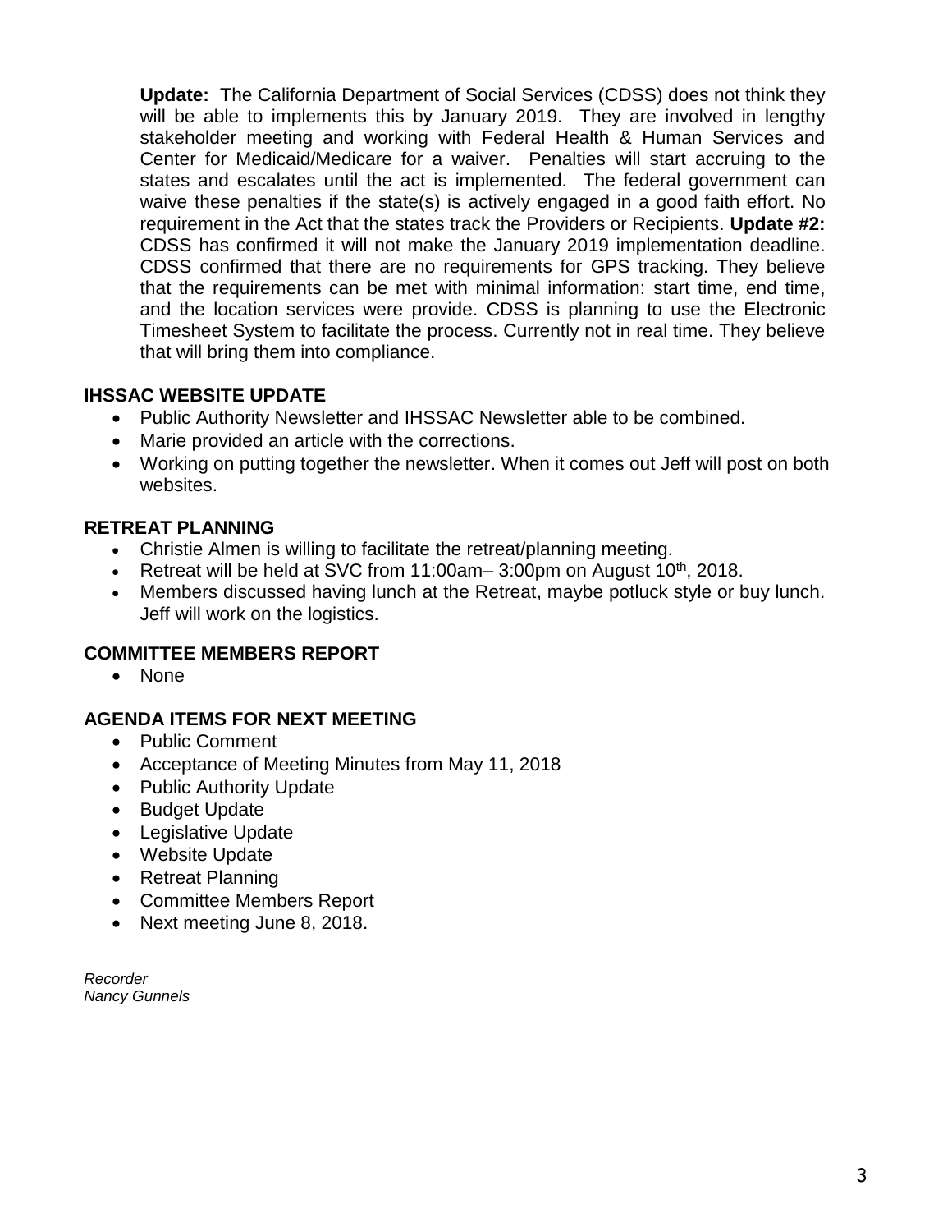**Update:** The California Department of Social Services (CDSS) does not think they will be able to implements this by January 2019. They are involved in lengthy stakeholder meeting and working with Federal Health & Human Services and Center for Medicaid/Medicare for a waiver. Penalties will start accruing to the states and escalates until the act is implemented. The federal government can waive these penalties if the state(s) is actively engaged in a good faith effort. No requirement in the Act that the states track the Providers or Recipients. **Update #2:** CDSS has confirmed it will not make the January 2019 implementation deadline. CDSS confirmed that there are no requirements for GPS tracking. They believe that the requirements can be met with minimal information: start time, end time, and the location services were provide. CDSS is planning to use the Electronic Timesheet System to facilitate the process. Currently not in real time. They believe that will bring them into compliance.

### IHSSAC WEBSITE UPDATE

- Public Authority Newsletter and IHSSAC Newsletter able to be combined.
- Marie provided an article with the corrections.
- Working on putting together the newsletter. When it comes out Jeff will post on both websites.

### RETREAT PLANNING

- Christie Almen is willing to facilitate the retreat/planning meeting.
- Retreat will be held at SVC from 11:00am– 3:00pm on August 10th, 2018.
- Members discussed having lunch at the Retreat, maybe potluck style or buy lunch. Jeff will work on the logistics.

### COMMITTEE MEMBERS REPORT

- None

### AGENDA ITEMS FOR NEXT MEETING

- Public Comment
- Acceptance of Meeting Minutes from May 11, 2018
- Public Authority Update
- Budget Update
- Legislative Update
- Website Update
- Retreat Planning
- Committee Members Report
- Next meeting June 8, 2018.

*Recorder*
*Nancy Gunnels*